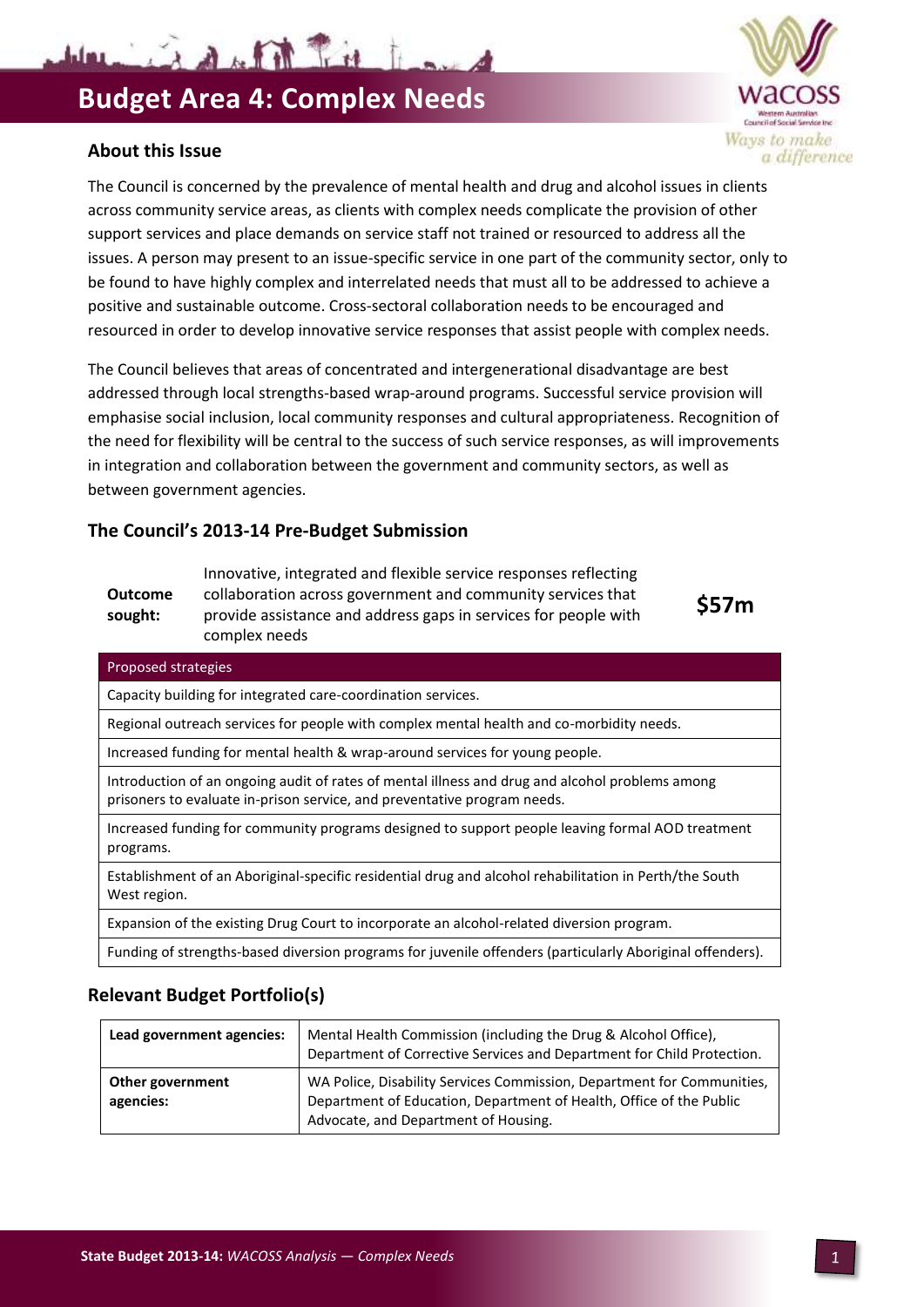# Budget Area 4: Complex Needs

## About this Issue

The Council is concerned by the prevalence of mental health and drug and alcohol issues in clients across community service areas, as clients with complex needs complicate the provision of other support services and place demands on service staff not trained or resourced to address all the issues. A person may present to an issue-specific service in one part of the community sector, only to be found to have highly complex and interrelated needs that must all to be addressed to achieve a positive and sustainable outcome. Cross-sectoral collaboration needs to be encouraged and resourced in order to develop innovative service responses that assist people with complex needs.

The Council believes that areas of concentrated and intergenerational disadvantage are best addressed through local strengths-based wrap-around programs. Successful service provision will emphasise social inclusion, local community responses and cultural appropriateness. Recognition of the need for flexibility will be central to the success of such service responses, as will improvements in integration and collaboration between the government and community sectors, as well as between government agencies.

## The Council's 2013-14 Pre-Budget Submission

| **Outcome sought:** | Innovative, integrated and flexible service responses reflecting collaboration across government and community services that provide assistance and address gaps in services for people with complex needs | **$57m** |
|---|---|---|

| Proposed strategies |
|---|
| Capacity building for integrated care-coordination services. |
| Regional outreach services for people with complex mental health and co-morbidity needs. |
| Increased funding for mental health & wrap-around services for young people. |
| Introduction of an ongoing audit of rates of mental illness and drug and alcohol problems among prisoners to evaluate in-prison service, and preventative program needs. |
| Increased funding for community programs designed to support people leaving formal AOD treatment programs. |
| Establishment of an Aboriginal-specific residential drug and alcohol rehabilitation in Perth/the South West region. |
| Expansion of the existing Drug Court to incorporate an alcohol-related diversion program. |
| Funding of strengths-based diversion programs for juvenile offenders (particularly Aboriginal offenders). |

## Relevant Budget Portfolio(s)

| | |
|---|---|
| **Lead government agencies:** | Mental Health Commission (including the Drug & Alcohol Office), Department of Corrective Services and Department for Child Protection. |
| **Other government agencies:** | WA Police, Disability Services Commission, Department for Communities, Department of Education, Department of Health, Office of the Public Advocate, and Department of Housing. |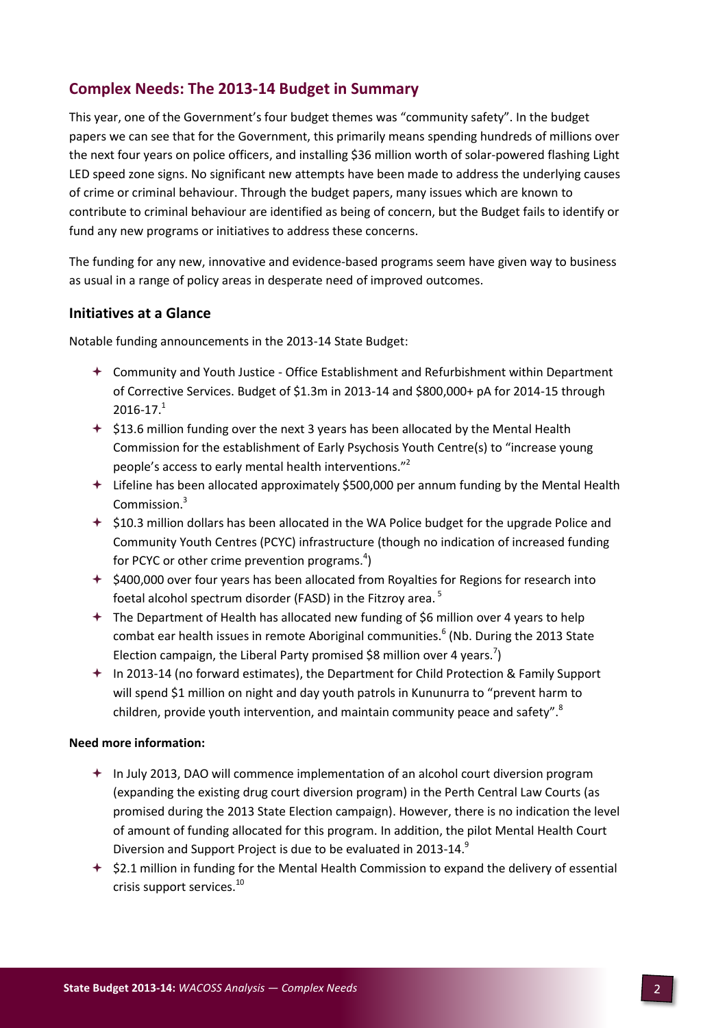## Complex Needs: The 2013-14 Budget in Summary

This year, one of the Government's four budget themes was "community safety". In the budget papers we can see that for the Government, this primarily means spending hundreds of millions over the next four years on police officers, and installing $36 million worth of solar-powered flashing Light LED speed zone signs. No significant new attempts have been made to address the underlying causes of crime or criminal behaviour. Through the budget papers, many issues which are known to contribute to criminal behaviour are identified as being of concern, but the Budget fails to identify or fund any new programs or initiatives to address these concerns.

The funding for any new, innovative and evidence-based programs seem have given way to business as usual in a range of policy areas in desperate need of improved outcomes.

### Initiatives at a Glance

Notable funding announcements in the 2013-14 State Budget:

- Community and Youth Justice - Office Establishment and Refurbishment within Department of Corrective Services. Budget of $1.3m in 2013-14 and $800,000+ pA for 2014-15 through 2016-17.[1]
- $13.6 million funding over the next 3 years has been allocated by the Mental Health Commission for the establishment of Early Psychosis Youth Centre(s) to "increase young people's access to early mental health interventions."[2]
- Lifeline has been allocated approximately $500,000 per annum funding by the Mental Health Commission.[3]
- $10.3 million dollars has been allocated in the WA Police budget for the upgrade Police and Community Youth Centres (PCYC) infrastructure (though no indication of increased funding for PCYC or other crime prevention programs.[4])
- $400,000 over four years has been allocated from Royalties for Regions for research into foetal alcohol spectrum disorder (FASD) in the Fitzroy area.[5]
- The Department of Health has allocated new funding of $6 million over 4 years to help combat ear health issues in remote Aboriginal communities.[6] (Nb. During the 2013 State Election campaign, the Liberal Party promised $8 million over 4 years.[7])
- In 2013-14 (no forward estimates), the Department for Child Protection & Family Support will spend $1 million on night and day youth patrols in Kununurra to "prevent harm to children, provide youth intervention, and maintain community peace and safety".[8]

**Need more information:**

- In July 2013, DAO will commence implementation of an alcohol court diversion program (expanding the existing drug court diversion program) in the Perth Central Law Courts (as promised during the 2013 State Election campaign). However, there is no indication the level of amount of funding allocated for this program. In addition, the pilot Mental Health Court Diversion and Support Project is due to be evaluated in 2013-14.[9]
- $2.1 million in funding for the Mental Health Commission to expand the delivery of essential crisis support services.[10]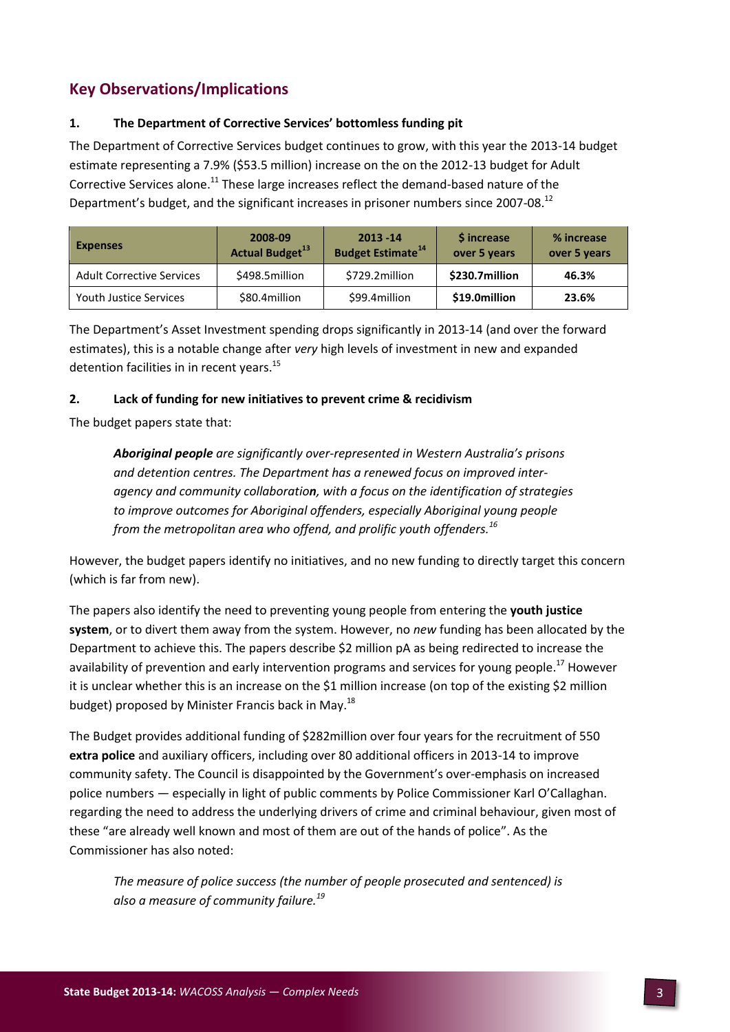## Key Observations/Implications

### 1. The Department of Corrective Services' bottomless funding pit

The Department of Corrective Services budget continues to grow, with this year the 2013-14 budget estimate representing a 7.9% ($53.5 million) increase on the on the 2012-13 budget for Adult Corrective Services alone.[11] These large increases reflect the demand-based nature of the Department's budget, and the significant increases in prisoner numbers since 2007-08.[12]

| Expenses | 2008-09 Actual Budget[13] | 2013 -14 Budget Estimate[14] | $ increase over 5 years | % increase over 5 years |
|---|---|---|---|---|
| Adult Corrective Services | $498.5million | $729.2million | **$230.7million** | **46.3%** |
| Youth Justice Services | $80.4million | $99.4million | **$19.0million** | **23.6%** |

The Department's Asset Investment spending drops significantly in 2013-14 (and over the forward estimates), this is a notable change after *very* high levels of investment in new and expanded detention facilities in in recent years.[15]

### 2. Lack of funding for new initiatives to prevent crime & recidivism

The budget papers state that:

> ***Aboriginal people*** *are significantly over-represented in Western Australia's prisons and detention centres. The Department has a renewed focus on improved inter-agency and community collaboratio**n**, with a focus on the identification of strategies to improve outcomes for Aboriginal offenders, especially Aboriginal young people from the metropolitan area who offend, and prolific youth offenders.*[16]

However, the budget papers identify no initiatives, and no new funding to directly target this concern (which is far from new).

The papers also identify the need to preventing young people from entering the **youth justice system**, or to divert them away from the system. However, no *new* funding has been allocated by the Department to achieve this. The papers describe $2 million pA as being redirected to increase the availability of prevention and early intervention programs and services for young people.[17] However it is unclear whether this is an increase on the $1 million increase (on top of the existing $2 million budget) proposed by Minister Francis back in May.[18]

The Budget provides additional funding of $282million over four years for the recruitment of 550 **extra police** and auxiliary officers, including over 80 additional officers in 2013-14 to improve community safety. The Council is disappointed by the Government's over-emphasis on increased police numbers — especially in light of public comments by Police Commissioner Karl O'Callaghan. regarding the need to address the underlying drivers of crime and criminal behaviour, given most of these "are already well known and most of them are out of the hands of police". As the Commissioner has also noted:

> *The measure of police success (the number of people prosecuted and sentenced) is also a measure of community failure.*[19]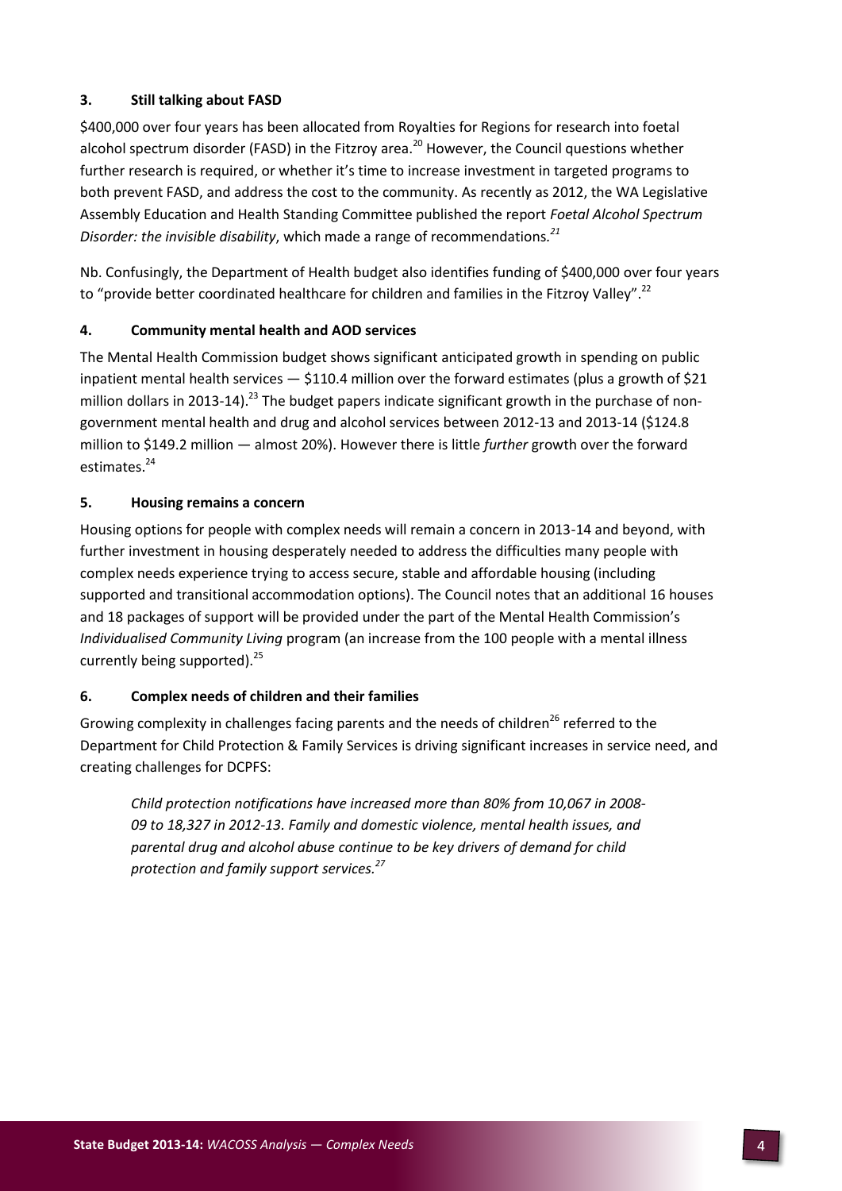### 3. Still talking about FASD

$400,000 over four years has been allocated from Royalties for Regions for research into foetal alcohol spectrum disorder (FASD) in the Fitzroy area.[20] However, the Council questions whether further research is required, or whether it's time to increase investment in targeted programs to both prevent FASD, and address the cost to the community. As recently as 2012, the WA Legislative Assembly Education and Health Standing Committee published the report *Foetal Alcohol Spectrum Disorder: the invisible disability*, which made a range of recommendations.[21]

Nb. Confusingly, the Department of Health budget also identifies funding of $400,000 over four years to "provide better coordinated healthcare for children and families in the Fitzroy Valley".[22]

### 4. Community mental health and AOD services

The Mental Health Commission budget shows significant anticipated growth in spending on public inpatient mental health services — $110.4 million over the forward estimates (plus a growth of $21 million dollars in 2013-14).[23] The budget papers indicate significant growth in the purchase of non-government mental health and drug and alcohol services between 2012-13 and 2013-14 ($124.8 million to $149.2 million — almost 20%). However there is little *further* growth over the forward estimates.[24]

### 5. Housing remains a concern

Housing options for people with complex needs will remain a concern in 2013-14 and beyond, with further investment in housing desperately needed to address the difficulties many people with complex needs experience trying to access secure, stable and affordable housing (including supported and transitional accommodation options). The Council notes that an additional 16 houses and 18 packages of support will be provided under the part of the Mental Health Commission's *Individualised Community Living* program (an increase from the 100 people with a mental illness currently being supported).[25]

### 6. Complex needs of children and their families

Growing complexity in challenges facing parents and the needs of children[26] referred to the Department for Child Protection & Family Services is driving significant increases in service need, and creating challenges for DCPFS:

> *Child protection notifications have increased more than 80% from 10,067 in 2008-09 to 18,327 in 2012-13. Family and domestic violence, mental health issues, and parental drug and alcohol abuse continue to be key drivers of demand for child protection and family support services.*[27]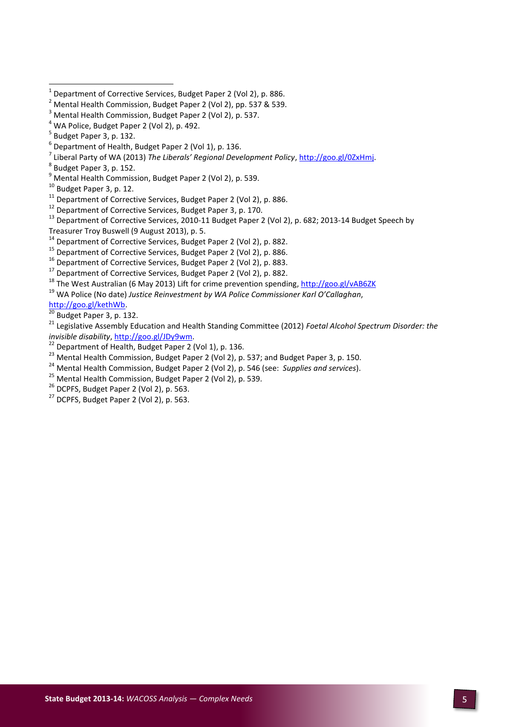[1] Department of Corrective Services, Budget Paper 2 (Vol 2), p. 886.

[2] Mental Health Commission, Budget Paper 2 (Vol 2), pp. 537 & 539.

[3] Mental Health Commission, Budget Paper 2 (Vol 2), p. 537.

[4] WA Police, Budget Paper 2 (Vol 2), p. 492.

[5] Budget Paper 3, p. 132.

[6] Department of Health, Budget Paper 2 (Vol 1), p. 136.

[7] Liberal Party of WA (2013) *The Liberals' Regional Development Policy*, http://goo.gl/0ZxHmj.

[8] Budget Paper 3, p. 152.

[9] Mental Health Commission, Budget Paper 2 (Vol 2), p. 539.

[10] Budget Paper 3, p. 12.

[11] Department of Corrective Services, Budget Paper 2 (Vol 2), p. 886.

[12] Department of Corrective Services, Budget Paper 3, p. 170.

[13] Department of Corrective Services, 2010-11 Budget Paper 2 (Vol 2), p. 682; 2013-14 Budget Speech by Treasurer Troy Buswell (9 August 2013), p. 5.

[14] Department of Corrective Services, Budget Paper 2 (Vol 2), p. 882.

[15] Department of Corrective Services, Budget Paper 2 (Vol 2), p. 886.

[16] Department of Corrective Services, Budget Paper 2 (Vol 2), p. 883.

[17] Department of Corrective Services, Budget Paper 2 (Vol 2), p. 882.

[18] The West Australian (6 May 2013) Lift for crime prevention spending, http://goo.gl/vAB6ZK

[19] WA Police (No date) *Justice Reinvestment by WA Police Commissioner Karl O'Callaghan*, http://goo.gl/kethWb.

[20] Budget Paper 3, p. 132.

[21] Legislative Assembly Education and Health Standing Committee (2012) *Foetal Alcohol Spectrum Disorder: the invisible disability*, http://goo.gl/JDy9wm.

[22] Department of Health, Budget Paper 2 (Vol 1), p. 136.

[23] Mental Health Commission, Budget Paper 2 (Vol 2), p. 537; and Budget Paper 3, p. 150.

[24] Mental Health Commission, Budget Paper 2 (Vol 2), p. 546 (see: *Supplies and services*).

[25] Mental Health Commission, Budget Paper 2 (Vol 2), p. 539.

[26] DCPFS, Budget Paper 2 (Vol 2), p. 563.

[27] DCPFS, Budget Paper 2 (Vol 2), p. 563.